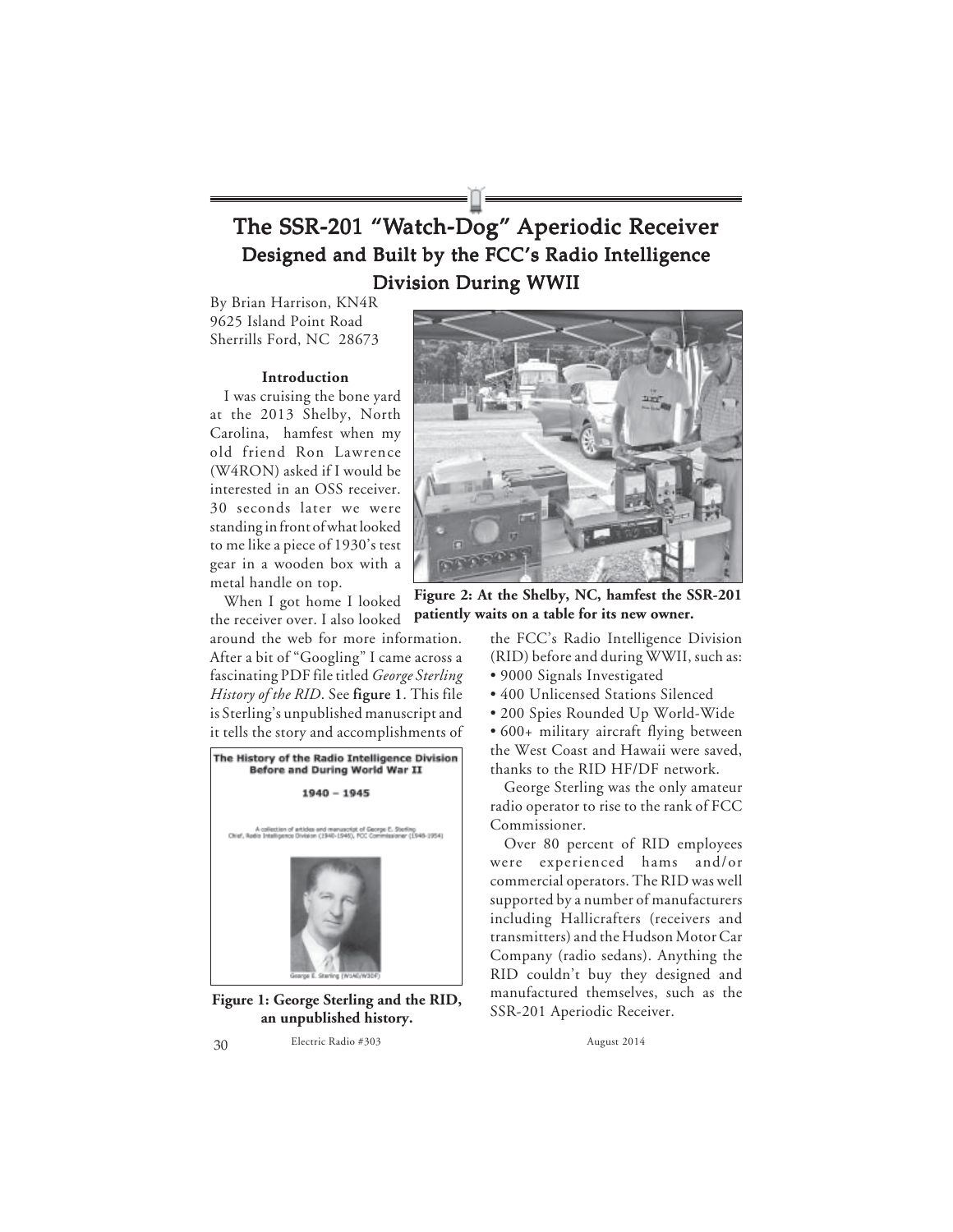# The SSR-201 "Watch-Dog" Aperiodic Receiver

## Designed and Built by the FCC's Radio Intelligence Division During WWII

By Brian Harrison, KN4R
9625 Island Point Road
Sherrills Ford, NC 28673

### Introduction

I was cruising the bone yard at the 2013 Shelby, North Carolina, hamfest when my old friend Ron Lawrence (W4RON) asked if I would be interested in an OSS receiver. 30 seconds later we were standing in front of what looked to me like a piece of 1930's test gear in a wooden box with a metal handle on top.

**Figure 2: At the Shelby, NC, hamfest the SSR-201 patiently waits on a table for its new owner.**

When I got home I looked the receiver over. I also looked around the web for more information. After a bit of "Googling" I came across a fascinating PDF file titled *George Sterling History of the RID*. See **figure 1**. This file is Sterling's unpublished manuscript and it tells the story and accomplishments of the FCC's Radio Intelligence Division (RID) before and during WWII, such as:

- 9000 Signals Investigated
- 400 Unlicensed Stations Silenced
- 200 Spies Rounded Up World-Wide
- 600+ military aircraft flying between the West Coast and Hawaii were saved, thanks to the RID HF/DF network.

**Figure 1: George Sterling and the RID, an unpublished history.**

George Sterling was the only amateur radio operator to rise to the rank of FCC Commissioner.

Over 80 percent of RID employees were experienced hams and/or commercial operators. The RID was well supported by a number of manufacturers including Hallicrafters (receivers and transmitters) and the Hudson Motor Car Company (radio sedans). Anything the RID couldn't buy they designed and manufactured themselves, such as the SSR-201 Aperiodic Receiver.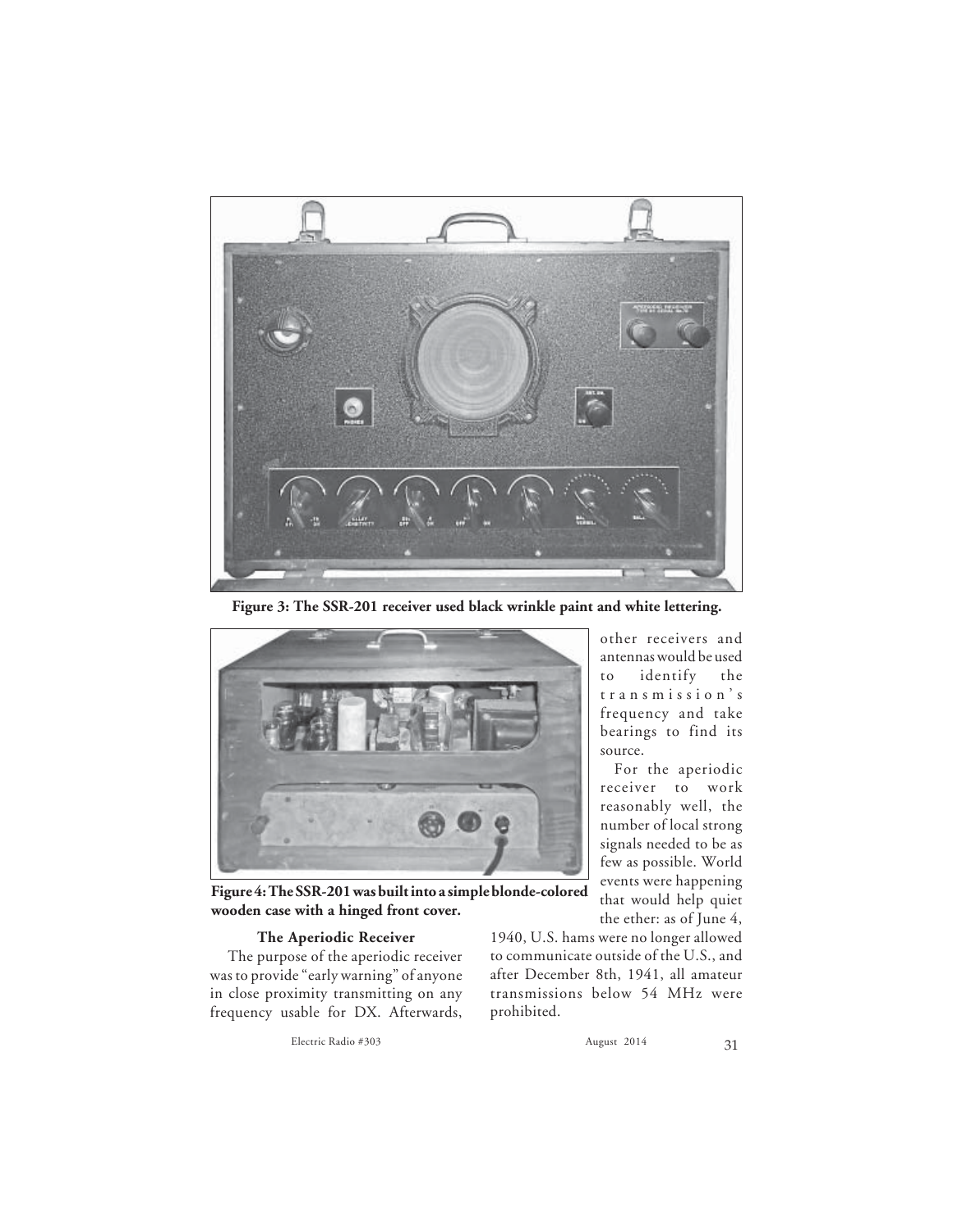Figure 3: The SSR-201 receiver used black wrinkle paint and white lettering.

Figure 4: The SSR-201 was built into a simple blonde-colored wooden case with a hinged front cover.

### The Aperiodic Receiver

The purpose of the aperiodic receiver was to provide "early warning" of anyone in close proximity transmitting on any frequency usable for DX. Afterwards, other receivers and antennas would be used to identify the transmission's frequency and take bearings to find its source.

For the aperiodic receiver to work reasonably well, the number of local strong signals needed to be as few as possible. World events were happening that would help quiet the ether: as of June 4, 1940, U.S. hams were no longer allowed to communicate outside of the U.S., and after December 8th, 1941, all amateur transmissions below 54 MHz were prohibited.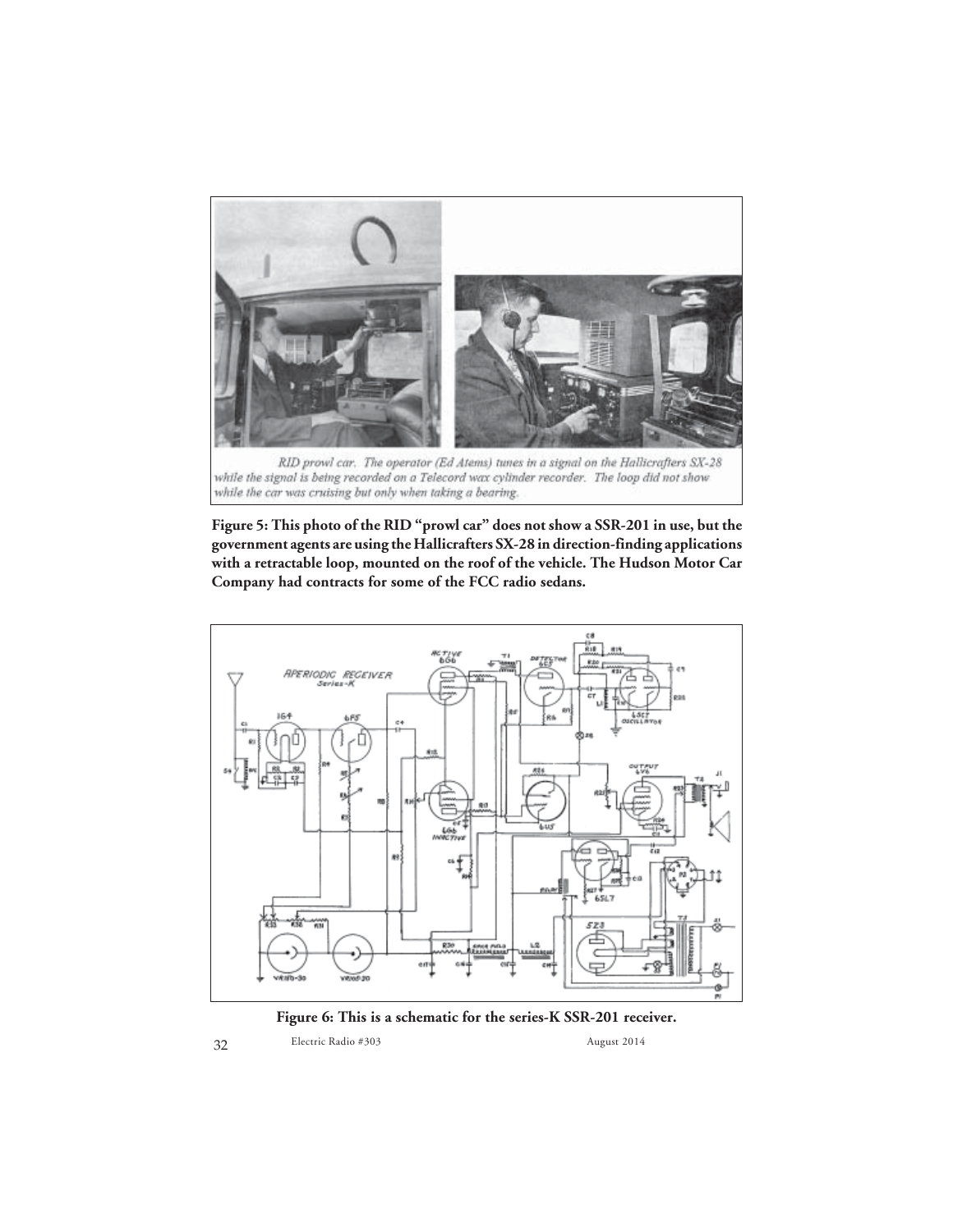RID prowl car. The operator (Ed Atems) tunes in a signal on the Hallicrafters SX-28 while the signal is being recorded on a Telecord wax cylinder recorder. The loop did not show while the car was cruising but only when taking a bearing.

**Figure 5: This photo of the RID "prowl car" does not show a SSR-201 in use, but the government agents are using the Hallicrafters SX-28 in direction-finding applications with a retractable loop, mounted on the roof of the vehicle. The Hudson Motor Car Company had contracts for some of the FCC radio sedans.**

**Figure 6: This is a schematic for the series-K SSR-201 receiver.**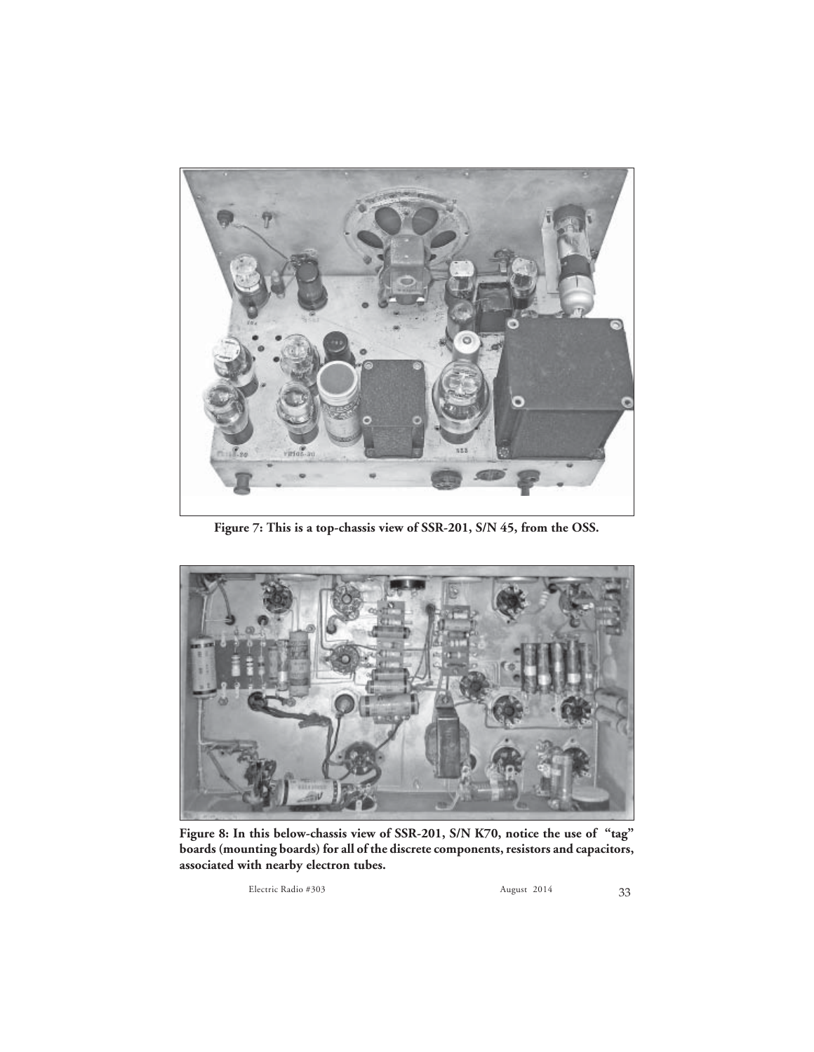Figure 7: This is a top-chassis view of SSR-201, S/N 45, from the OSS.

Figure 8: In this below-chassis view of SSR-201, S/N K70, notice the use of "tag" boards (mounting boards) for all of the discrete components, resistors and capacitors, associated with nearby electron tubes.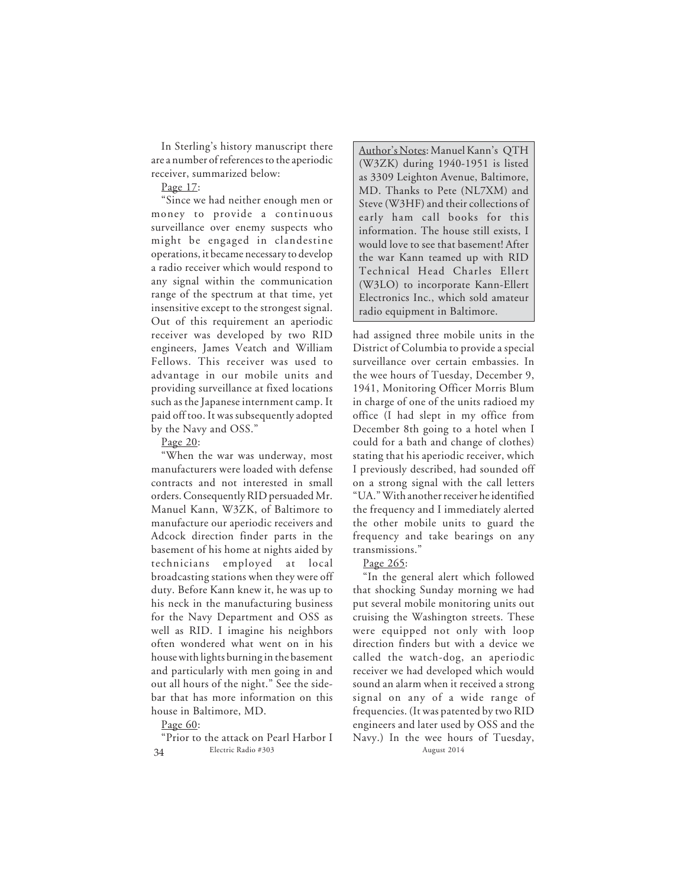In Sterling's history manuscript there are a number of references to the aperiodic receiver, summarized below:

Page 17:

"Since we had neither enough men or money to provide a continuous surveillance over enemy suspects who might be engaged in clandestine operations, it became necessary to develop a radio receiver which would respond to any signal within the communication range of the spectrum at that time, yet insensitive except to the strongest signal. Out of this requirement an aperiodic receiver was developed by two RID engineers, James Veatch and William Fellows. This receiver was used to advantage in our mobile units and providing surveillance at fixed locations such as the Japanese internment camp. It paid off too. It was subsequently adopted by the Navy and OSS."

Page 20:

"When the war was underway, most manufacturers were loaded with defense contracts and not interested in small orders. Consequently RID persuaded Mr. Manuel Kann, W3ZK, of Baltimore to manufacture our aperiodic receivers and Adcock direction finder parts in the basement of his home at nights aided by technicians employed at local broadcasting stations when they were off duty. Before Kann knew it, he was up to his neck in the manufacturing business for the Navy Department and OSS as well as RID. I imagine his neighbors often wondered what went on in his house with lights burning in the basement and particularly with men going in and out all hours of the night." See the sidebar that has more information on this house in Baltimore, MD.

Page 60:

"Prior to the attack on Pearl Harbor I had assigned three mobile units in the District of Columbia to provide a special surveillance over certain embassies. In the wee hours of Tuesday, December 9, 1941, Monitoring Officer Morris Blum in charge of one of the units radioed my office (I had slept in my office from December 8th going to a hotel when I could for a bath and change of clothes) stating that his aperiodic receiver, which I previously described, had sounded off on a strong signal with the call letters "UA." With another receiver he identified the frequency and I immediately alerted the other mobile units to guard the frequency and take bearings on any transmissions."

Page 265:

"In the general alert which followed that shocking Sunday morning we had put several mobile monitoring units out cruising the Washington streets. These were equipped not only with loop direction finders but with a device we called the watch-dog, an aperiodic receiver we had developed which would sound an alarm when it received a strong signal on any of a wide range of frequencies. (It was patented by two RID engineers and later used by OSS and the Navy.) In the wee hours of Tuesday,

> Author's Notes: Manuel Kann's QTH (W3ZK) during 1940-1951 is listed as 3309 Leighton Avenue, Baltimore, MD. Thanks to Pete (NL7XM) and Steve (W3HF) and their collections of early ham call books for this information. The house still exists, I would love to see that basement! After the war Kann teamed up with RID Technical Head Charles Ellert (W3LO) to incorporate Kann-Ellert Electronics Inc., which sold amateur radio equipment in Baltimore.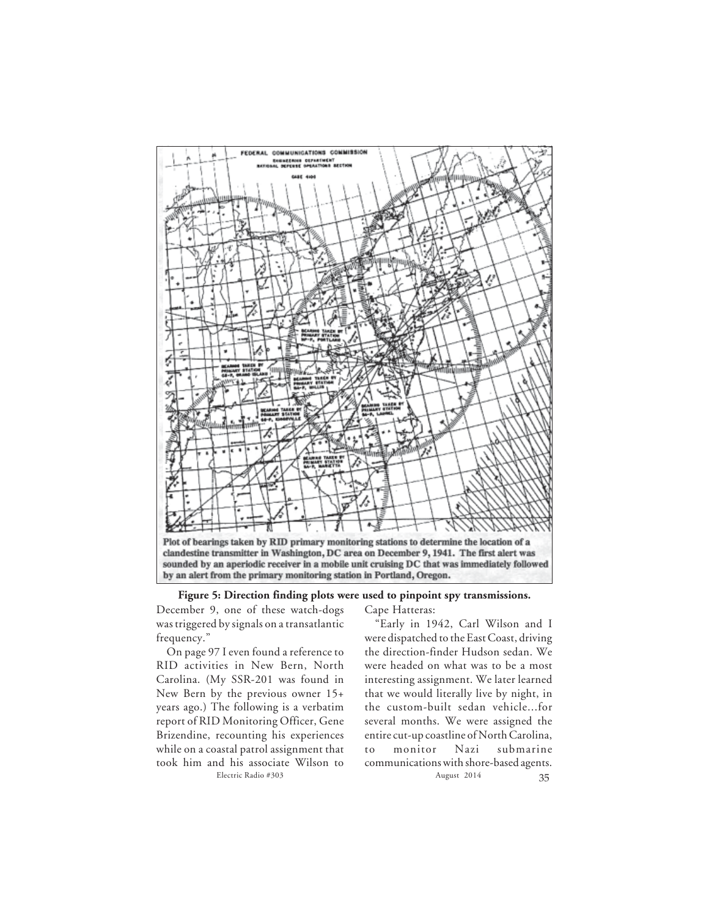Plot of bearings taken by RID primary monitoring stations to determine the location of a clandestine transmitter in Washington, DC area on December 9, 1941. The first alert was sounded by an aperiodic receiver in a mobile unit cruising DC that was immediately followed by an alert from the primary monitoring station in Portland, Oregon.

**Figure 5: Direction finding plots were used to pinpoint spy transmissions.**

December 9, one of these watch-dogs was triggered by signals on a transatlantic frequency."

On page 97 I even found a reference to RID activities in New Bern, North Carolina. (My SSR-201 was found in New Bern by the previous owner 15+ years ago.) The following is a verbatim report of RID Monitoring Officer, Gene Brizendine, recounting his experiences while on a coastal patrol assignment that took him and his associate Wilson to Cape Hatteras:

"Early in 1942, Carl Wilson and I were dispatched to the East Coast, driving the direction-finder Hudson sedan. We were headed on what was to be a most interesting assignment. We later learned that we would literally live by night, in the custom-built sedan vehicle...for several months. We were assigned the entire cut-up coastline of North Carolina, to monitor Nazi submarine communications with shore-based agents.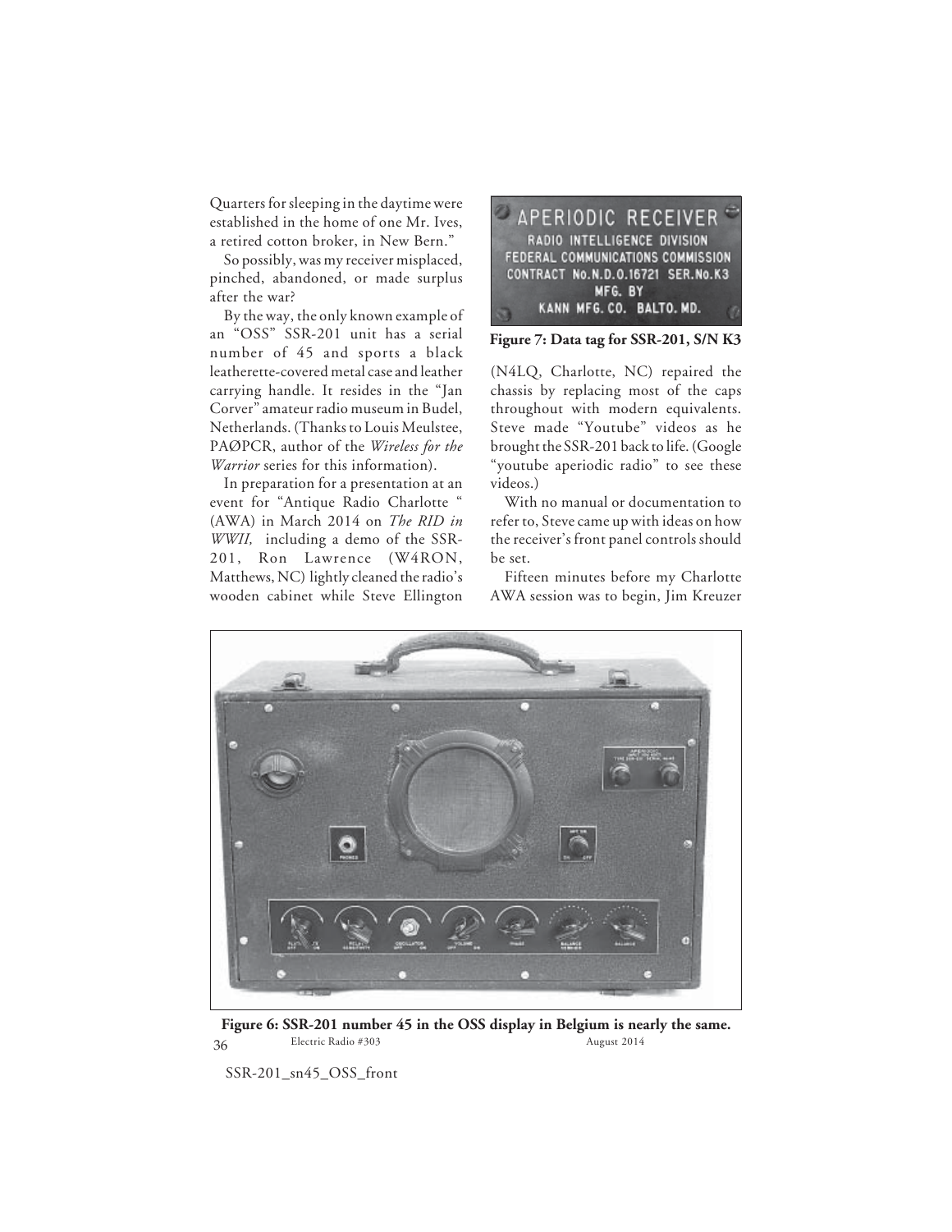Quarters for sleeping in the daytime were established in the home of one Mr. Ives, a retired cotton broker, in New Bern."

So possibly, was my receiver misplaced, pinched, abandoned, or made surplus after the war?

By the way, the only known example of an "OSS" SSR-201 unit has a serial number of 45 and sports a black leatherette-covered metal case and leather carrying handle. It resides in the "Jan Corver" amateur radio museum in Budel, Netherlands. (Thanks to Louis Meulstee, PAØPCR, author of the *Wireless for the Warrior* series for this information).

In preparation for a presentation at an event for "Antique Radio Charlotte " (AWA) in March 2014 on *The RID in WWII,* including a demo of the SSR-201, Ron Lawrence (W4RON, Matthews, NC) lightly cleaned the radio's wooden cabinet while Steve Ellington (N4LQ, Charlotte, NC) repaired the chassis by replacing most of the caps throughout with modern equivalents. Steve made "Youtube" videos as he brought the SSR-201 back to life. (Google "youtube aperiodic radio" to see these videos.)

With no manual or documentation to refer to, Steve came up with ideas on how the receiver's front panel controls should be set.

Fifteen minutes before my Charlotte AWA session was to begin, Jim Kreuzer

APERIODIC RECEIVER
RADIO INTELLIGENCE DIVISION
FEDERAL COMMUNICATIONS COMMISSION
CONTRACT No.N.D.0.16721 SER.No.K3
MFG. BY
KANN MFG. CO. BALTO. MD.

**Figure 7: Data tag for SSR-201, S/N K3**

**Figure 6: SSR-201 number 45 in the OSS display in Belgium is nearly the same.**

SSR-201_sn45_OSS_front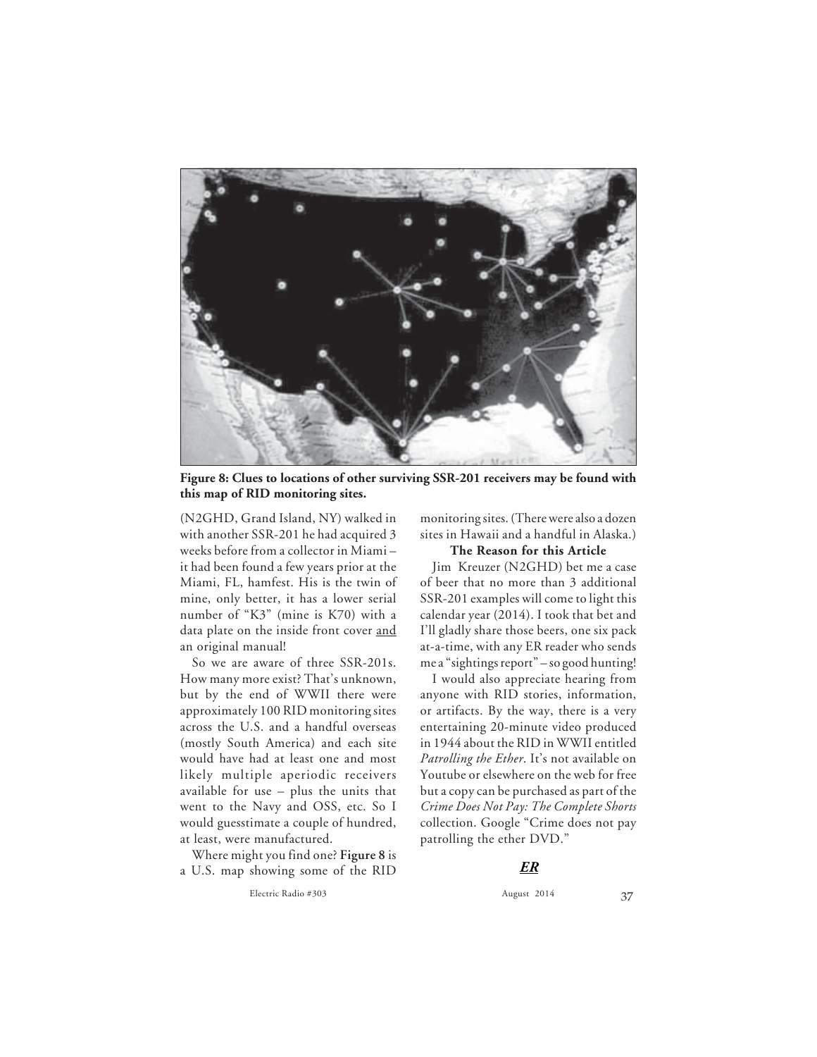**Figure 8: Clues to locations of other surviving SSR-201 receivers may be found with this map of RID monitoring sites.**

(N2GHD, Grand Island, NY) walked in with another SSR-201 he had acquired 3 weeks before from a collector in Miami – it had been found a few years prior at the Miami, FL, hamfest. His is the twin of mine, only better, it has a lower serial number of "K3" (mine is K70) with a data plate on the inside front cover and an original manual!

So we are aware of three SSR-201s. How many more exist? That's unknown, but by the end of WWII there were approximately 100 RID monitoring sites across the U.S. and a handful overseas (mostly South America) and each site would have had at least one and most likely multiple aperiodic receivers available for use – plus the units that went to the Navy and OSS, etc. So I would guesstimate a couple of hundred, at least, were manufactured.

Where might you find one? **Figure 8** is a U.S. map showing some of the RID monitoring sites. (There were also a dozen sites in Hawaii and a handful in Alaska.)

**The Reason for this Article**

Jim Kreuzer (N2GHD) bet me a case of beer that no more than 3 additional SSR-201 examples will come to light this calendar year (2014). I took that bet and I'll gladly share those beers, one six pack at-a-time, with any ER reader who sends me a "sightings report" – so good hunting!

I would also appreciate hearing from anyone with RID stories, information, or artifacts. By the way, there is a very entertaining 20-minute video produced in 1944 about the RID in WWII entitled *Patrolling the Ether*. It's not available on Youtube or elsewhere on the web for free but a copy can be purchased as part of the *Crime Does Not Pay: The Complete Shorts* collection. Google "Crime does not pay patrolling the ether DVD."

***ER***